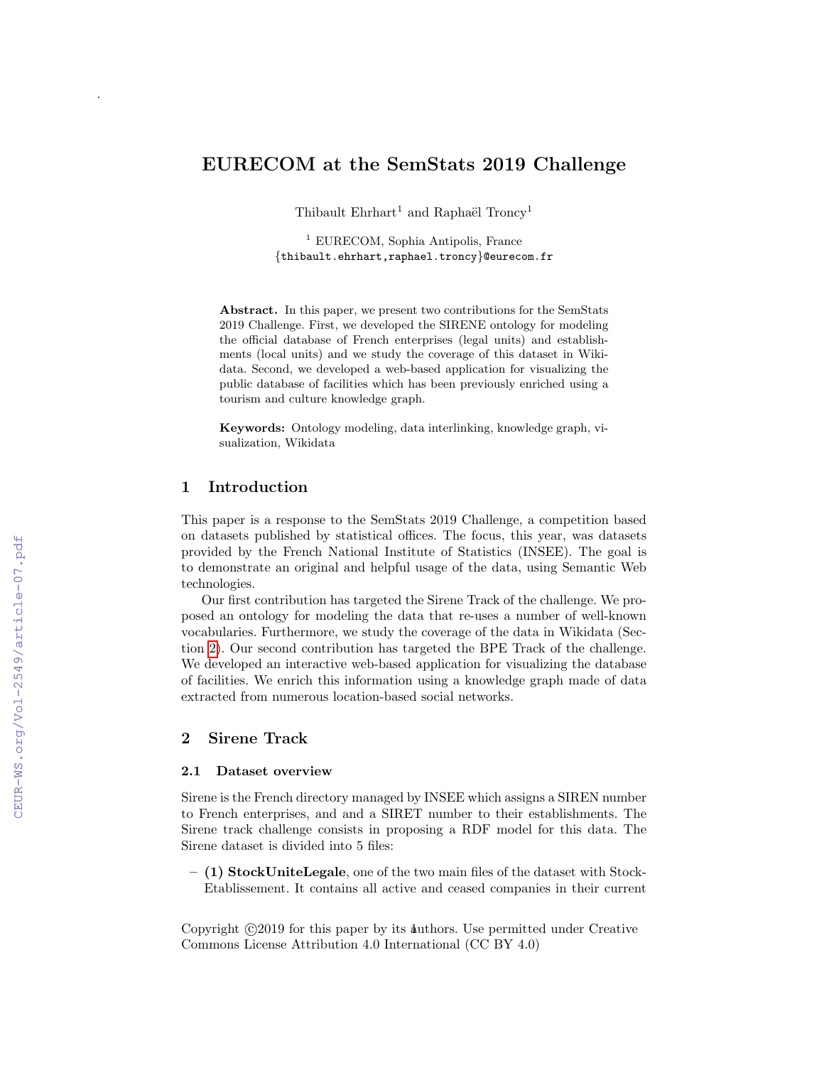# EURECOM at the SemStats 2019 Challenge

Thibault Ehrhart[1] and Raphaël Troncy[1]

[1] EURECOM, Sophia Antipolis, France
{thibault.ehrhart,raphael.troncy}@eurecom.fr

**Abstract.** In this paper, we present two contributions for the SemStats 2019 Challenge. First, we developed the SIRENE ontology for modeling the official database of French enterprises (legal units) and establishments (local units) and we study the coverage of this dataset in Wikidata. Second, we developed a web-based application for visualizing the public database of facilities which has been previously enriched using a tourism and culture knowledge graph.

**Keywords:** Ontology modeling, data interlinking, knowledge graph, visualization, Wikidata

## 1 Introduction

This paper is a response to the SemStats 2019 Challenge, a competition based on datasets published by statistical offices. The focus, this year, was datasets provided by the French National Institute of Statistics (INSEE). The goal is to demonstrate an original and helpful usage of the data, using Semantic Web technologies.

Our first contribution has targeted the Sirene Track of the challenge. We proposed an ontology for modeling the data that re-uses a number of well-known vocabularies. Furthermore, we study the coverage of the data in Wikidata (Section 2). Our second contribution has targeted the BPE Track of the challenge. We developed an interactive web-based application for visualizing the database of facilities. We enrich this information using a knowledge graph made of data extracted from numerous location-based social networks.

## 2 Sirene Track

### 2.1 Dataset overview

Sirene is the French directory managed by INSEE which assigns a SIREN number to French enterprises, and and a SIRET number to their establishments. The Sirene track challenge consists in proposing a RDF model for this data. The Sirene dataset is divided into 5 files:

– **(1) StockUniteLegale**, one of the two main files of the dataset with StockEtablissement. It contains all active and ceased companies in their current

Copyright ©2019 for this paper by its authors. Use permitted under Creative Commons License Attribution 4.0 International (CC BY 4.0)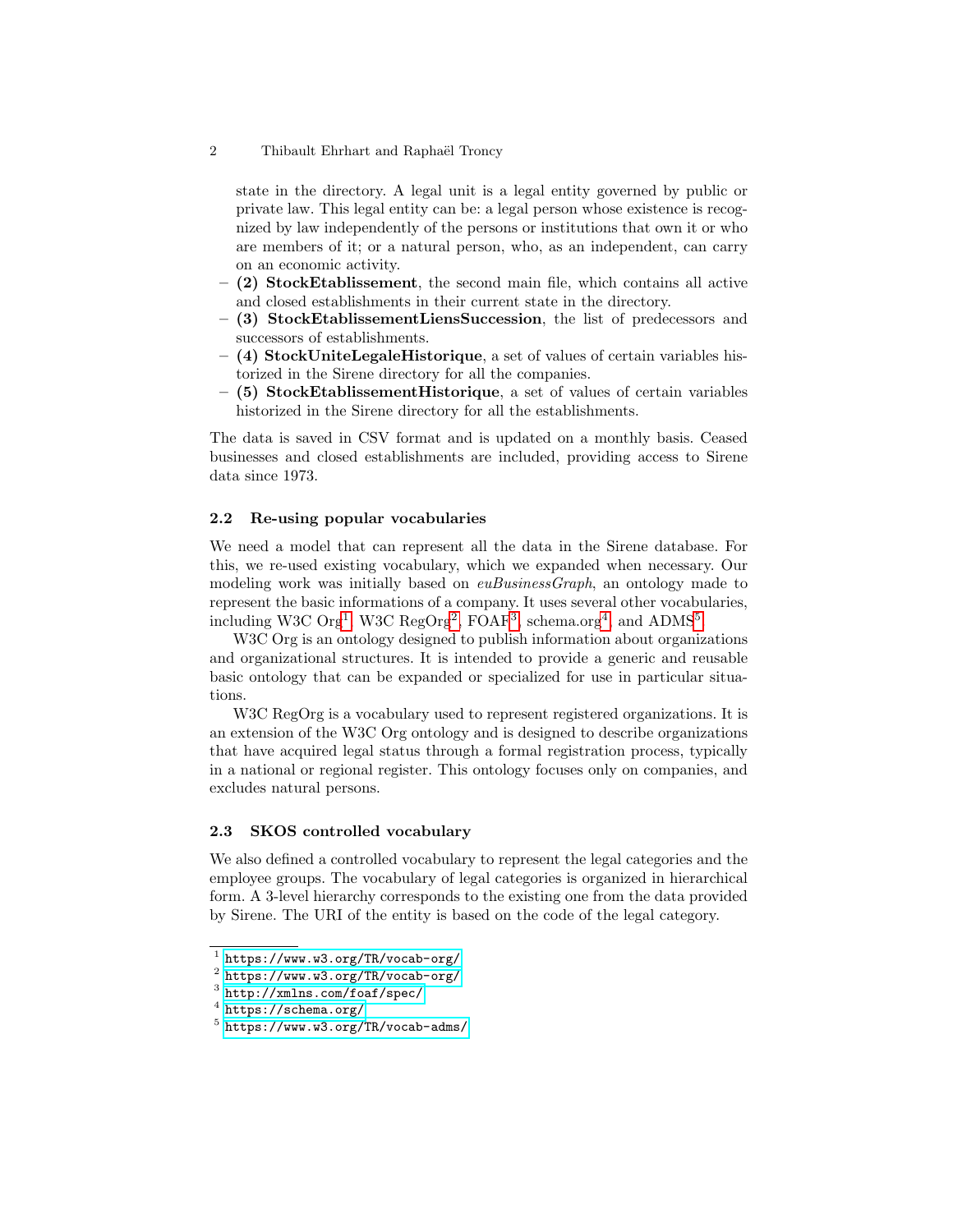state in the directory. A legal unit is a legal entity governed by public or private law. This legal entity can be: a legal person whose existence is recognized by law independently of the persons or institutions that own it or who are members of it; or a natural person, who, as an independent, can carry on an economic activity.

- **(2) StockEtablissement**, the second main file, which contains all active and closed establishments in their current state in the directory.
- **(3) StockEtablissementLiensSuccession**, the list of predecessors and successors of establishments.
- **(4) StockUniteLegaleHistorique**, a set of values of certain variables historized in the Sirene directory for all the companies.
- **(5) StockEtablissementHistorique**, a set of values of certain variables historized in the Sirene directory for all the establishments.

The data is saved in CSV format and is updated on a monthly basis. Ceased businesses and closed establishments are included, providing access to Sirene data since 1973.

### 2.2 Re-using popular vocabularies

We need a model that can represent all the data in the Sirene database. For this, we re-used existing vocabulary, which we expanded when necessary. Our modeling work was initially based on *euBusinessGraph*, an ontology made to represent the basic informations of a company. It uses several other vocabularies, including W3C Org[1], W3C RegOrg[2], FOAF[3], schema.org[4], and ADMS[5].

W3C Org is an ontology designed to publish information about organizations and organizational structures. It is intended to provide a generic and reusable basic ontology that can be expanded or specialized for use in particular situations.

W3C RegOrg is a vocabulary used to represent registered organizations. It is an extension of the W3C Org ontology and is designed to describe organizations that have acquired legal status through a formal registration process, typically in a national or regional register. This ontology focuses only on companies, and excludes natural persons.

### 2.3 SKOS controlled vocabulary

We also defined a controlled vocabulary to represent the legal categories and the employee groups. The vocabulary of legal categories is organized in hierarchical form. A 3-level hierarchy corresponds to the existing one from the data provided by Sirene. The URI of the entity is based on the code of the legal category.

---

[1] https://www.w3.org/TR/vocab-org/

[2] https://www.w3.org/TR/vocab-org/

[3] http://xmlns.com/foaf/spec/

[4] https://schema.org/

[5] https://www.w3.org/TR/vocab-adms/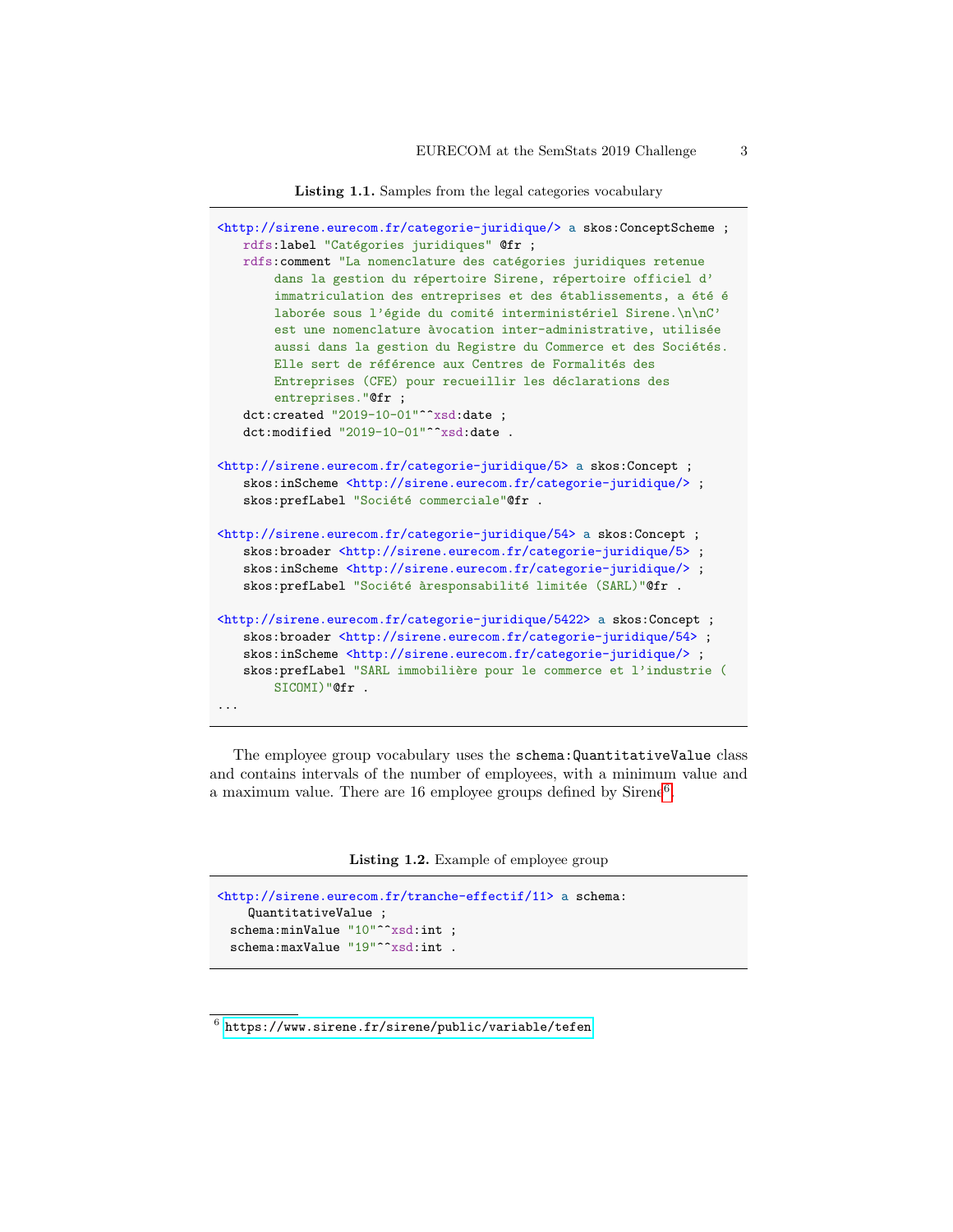**Listing 1.1.** Samples from the legal categories vocabulary

```
<http://sirene.eurecom.fr/categorie-juridique/> a skos:ConceptScheme ;
    rdfs:label "Catégories juridiques" @fr ;
    rdfs:comment "La nomenclature des catégories juridiques retenue
        dans la gestion du répertoire Sirene, répertoire officiel d'
        immatriculation des entreprises et des établissements, a été é
        laborée sous l'égide du comité interministériel Sirene.\n\nC'
        est une nomenclature àvocation inter-administrative, utilisée
        aussi dans la gestion du Registre du Commerce et des Sociétés.
        Elle sert de référence aux Centres de Formalités des
        Entreprises (CFE) pour recueillir les déclarations des
        entreprises."@fr ;
    dct:created "2019-10-01"^^xsd:date ;
    dct:modified "2019-10-01"^^xsd:date .

<http://sirene.eurecom.fr/categorie-juridique/5> a skos:Concept ;
    skos:inScheme <http://sirene.eurecom.fr/categorie-juridique/> ;
    skos:prefLabel "Société commerciale"@fr .

<http://sirene.eurecom.fr/categorie-juridique/54> a skos:Concept ;
    skos:broader <http://sirene.eurecom.fr/categorie-juridique/5> ;
    skos:inScheme <http://sirene.eurecom.fr/categorie-juridique/> ;
    skos:prefLabel "Société àresponsabilité limitée (SARL)"@fr .

<http://sirene.eurecom.fr/categorie-juridique/5422> a skos:Concept ;
    skos:broader <http://sirene.eurecom.fr/categorie-juridique/54> ;
    skos:inScheme <http://sirene.eurecom.fr/categorie-juridique/> ;
    skos:prefLabel "SARL immobilière pour le commerce et l'industrie (
        SICOMI)"@fr .
...
```

The employee group vocabulary uses the `schema:QuantitativeValue` class and contains intervals of the number of employees, with a minimum value and a maximum value. There are 16 employee groups defined by Sirene[6].

**Listing 1.2.** Example of employee group

```
<http://sirene.eurecom.fr/tranche-effectif/11> a schema:
    QuantitativeValue ;
  schema:minValue "10"^^xsd:int ;
  schema:maxValue "19"^^xsd:int .
```

[6] https://www.sirene.fr/sirene/public/variable/tefen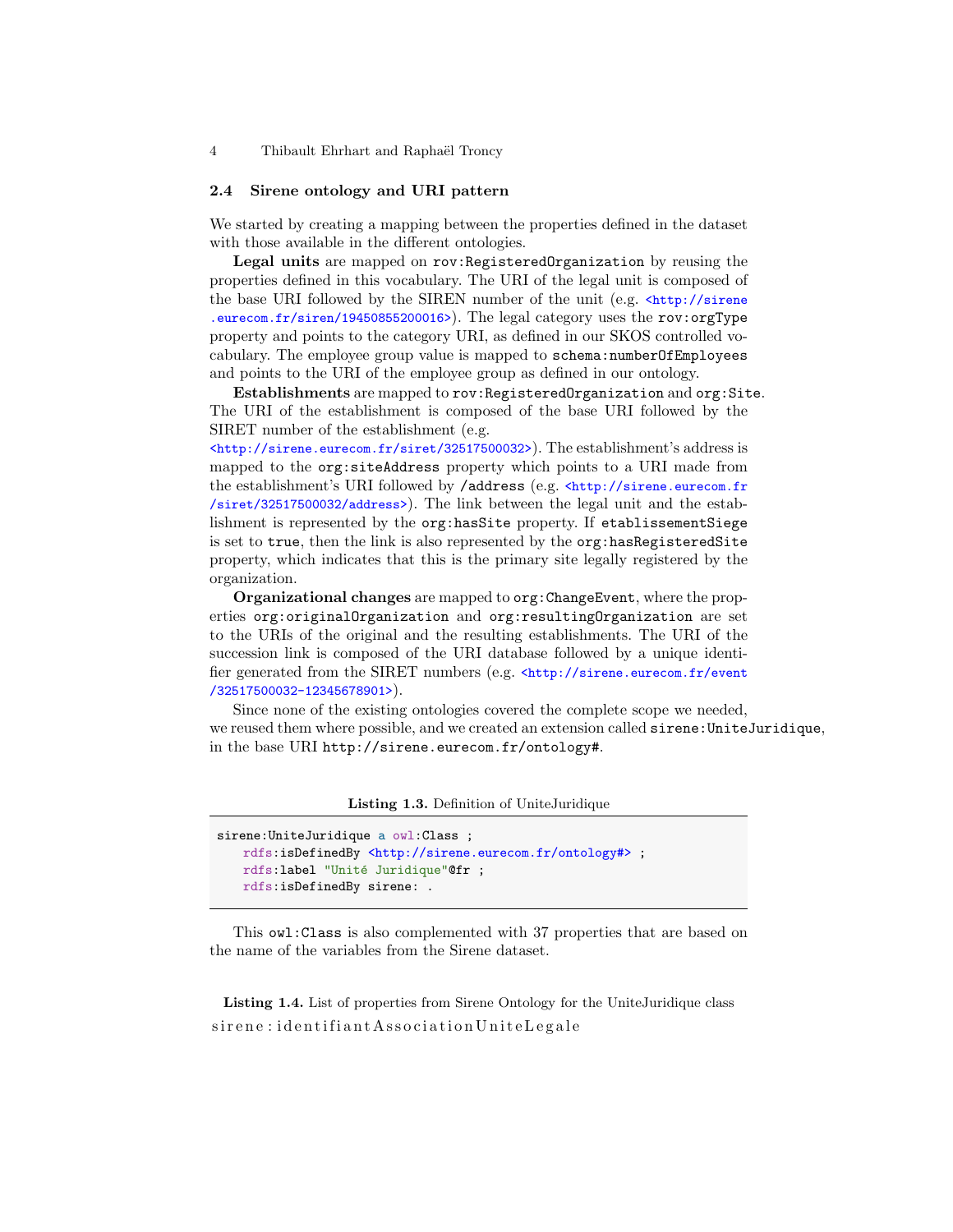### 2.4 Sirene ontology and URI pattern

We started by creating a mapping between the properties defined in the dataset with those available in the different ontologies.

**Legal units** are mapped on `rov:RegisteredOrganization` by reusing the properties defined in this vocabulary. The URI of the legal unit is composed of the base URI followed by the SIREN number of the unit (e.g. <http://sirene.eurecom.fr/siren/19450855200016>). The legal category uses the `rov:orgType` property and points to the category URI, as defined in our SKOS controlled vocabulary. The employee group value is mapped to `schema:numberOfEmployees` and points to the URI of the employee group as defined in our ontology.

**Establishments** are mapped to `rov:RegisteredOrganization` and `org:Site`. The URI of the establishment is composed of the base URI followed by the SIRET number of the establishment (e.g. <http://sirene.eurecom.fr/siret/32517500032>). The establishment's address is mapped to the `org:siteAddress` property which points to a URI made from the establishment's URI followed by `/address` (e.g. <http://sirene.eurecom.fr/siret/32517500032/address>). The link between the legal unit and the establishment is represented by the `org:hasSite` property. If `etablissementSiege` is set to `true`, then the link is also represented by the `org:hasRegisteredSite` property, which indicates that this is the primary site legally registered by the organization.

**Organizational changes** are mapped to `org:ChangeEvent`, where the properties `org:originalOrganization` and `org:resultingOrganization` are set to the URIs of the original and the resulting establishments. The URI of the succession link is composed of the URI database followed by a unique identifier generated from the SIRET numbers (e.g. <http://sirene.eurecom.fr/event/32517500032-12345678901>).

Since none of the existing ontologies covered the complete scope we needed, we reused them where possible, and we created an extension called `sirene:UniteJuridique`, in the base URI `http://sirene.eurecom.fr/ontology#`.

**Listing 1.3.** Definition of UniteJuridique

```
sirene:UniteJuridique a owl:Class ;
    rdfs:isDefinedBy <http://sirene.eurecom.fr/ontology#> ;
    rdfs:label "Unité Juridique"@fr ;
    rdfs:isDefinedBy sirene: .
```

This `owl:Class` is also complemented with 37 properties that are based on the name of the variables from the Sirene dataset.

**Listing 1.4.** List of properties from Sirene Ontology for the UniteJuridique class

```
sirene:identifiantAssociationUniteLegale
```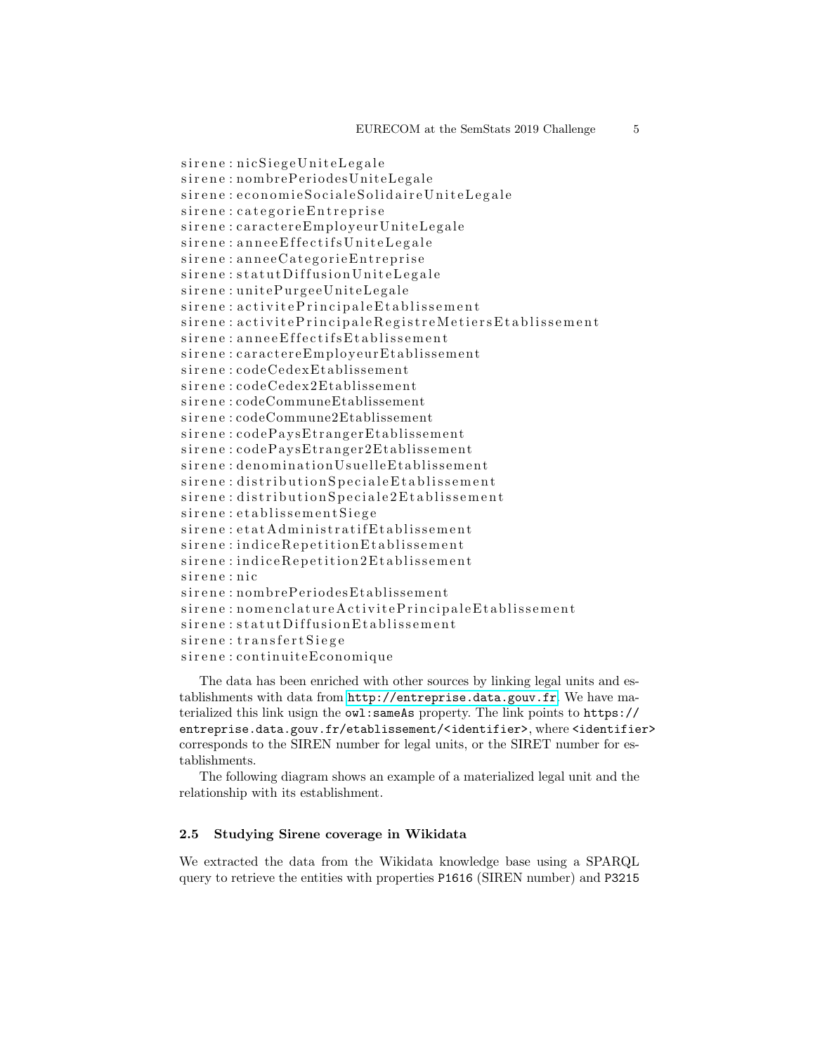```
sirene:nicSiegeUniteLegale
sirene:nombrePeriodesUniteLegale
sirene:economieSocialeSolidaireUniteLegale
sirene:categorieEntreprise
sirene:caractereEmployeurUniteLegale
sirene:anneeEffectifsUniteLegale
sirene:anneeCategorieEntreprise
sirene:statutDiffusionUniteLegale
sirene:unitePurgeeUniteLegale
sirene:activitePrincipaleEtablissement
sirene:activitePrincipaleRegistreMetiersEtablissement
sirene:anneeEffectifsEtablissement
sirene:caractereEmployeurEtablissement
sirene:codeCedexEtablissement
sirene:codeCedex2Etablissement
sirene:codeCommuneEtablissement
sirene:codeCommune2Etablissement
sirene:codePaysEtrangerEtablissement
sirene:codePaysEtranger2Etablissement
sirene:denominationUsuelleEtablissement
sirene:distributionSpecialeEtablissement
sirene:distributionSpeciale2Etablissement
sirene:etablissementSiege
sirene:etatAdministratifEtablissement
sirene:indiceRepetitionEtablissement
sirene:indiceRepetition2Etablissement
sirene:nic
sirene:nombrePeriodesEtablissement
sirene:nomenclatureActivitePrincipaleEtablissement
sirene:statutDiffusionEtablissement
sirene:transfertSiege
sirene:continuiteEconomique
```

The data has been enriched with other sources by linking legal units and establishments with data from http://entreprise.data.gouv.fr. We have materialized this link usign the `owl:sameAs` property. The link points to `https://entreprise.data.gouv.fr/etablissement/<identifier>`, where `<identifier>` corresponds to the SIREN number for legal units, or the SIRET number for establishments.

The following diagram shows an example of a materialized legal unit and the relationship with its establishment.

### 2.5 Studying Sirene coverage in Wikidata

We extracted the data from the Wikidata knowledge base using a SPARQL query to retrieve the entities with properties `P1616` (SIREN number) and `P3215`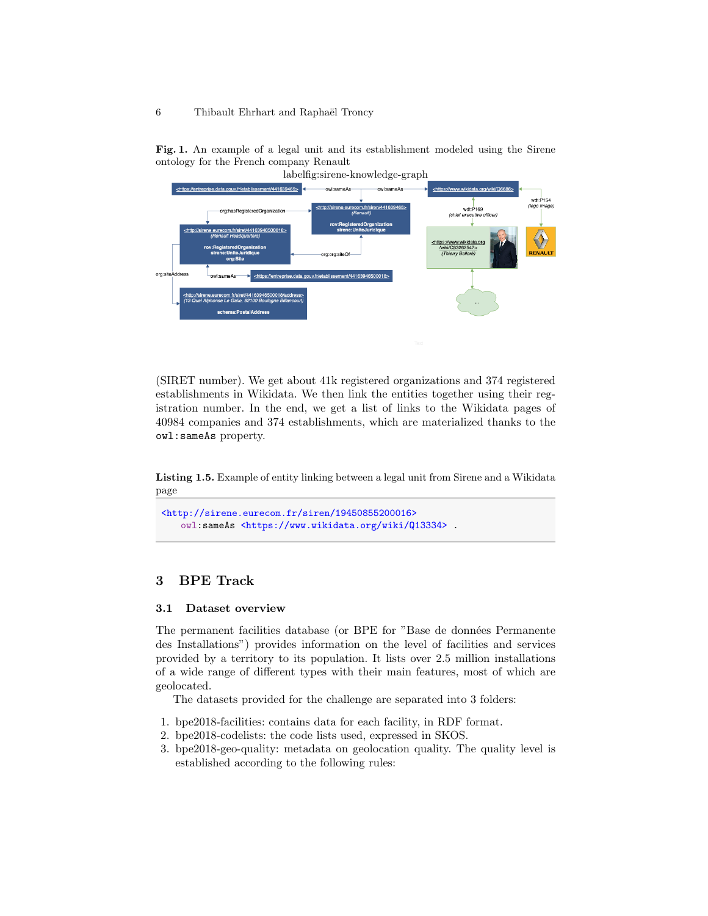**Fig. 1.** An example of a legal unit and its establishment modeled using the Sirene ontology for the French company Renault

labelfig:sirene-knowledge-graph

(SIRET number). We get about 41k registered organizations and 374 registered establishments in Wikidata. We then link the entities together using their registration number. In the end, we get a list of links to the Wikidata pages of 40984 companies and 374 establishments, which are materialized thanks to the `owl:sameAs` property.

**Listing 1.5.** Example of entity linking between a legal unit from Sirene and a Wikidata page

```
<http://sirene.eurecom.fr/siren/19450855200016>
    owl:sameAs <https://www.wikidata.org/wiki/Q13334> .
```

## 3 BPE Track

### 3.1 Dataset overview

The permanent facilities database (or BPE for "Base de données Permanente des Installations") provides information on the level of facilities and services provided by a territory to its population. It lists over 2.5 million installations of a wide range of different types with their main features, most of which are geolocated.

The datasets provided for the challenge are separated into 3 folders:

1. bpe2018-facilities: contains data for each facility, in RDF format.
2. bpe2018-codelists: the code lists used, expressed in SKOS.
3. bpe2018-geo-quality: metadata on geolocation quality. The quality level is established according to the following rules: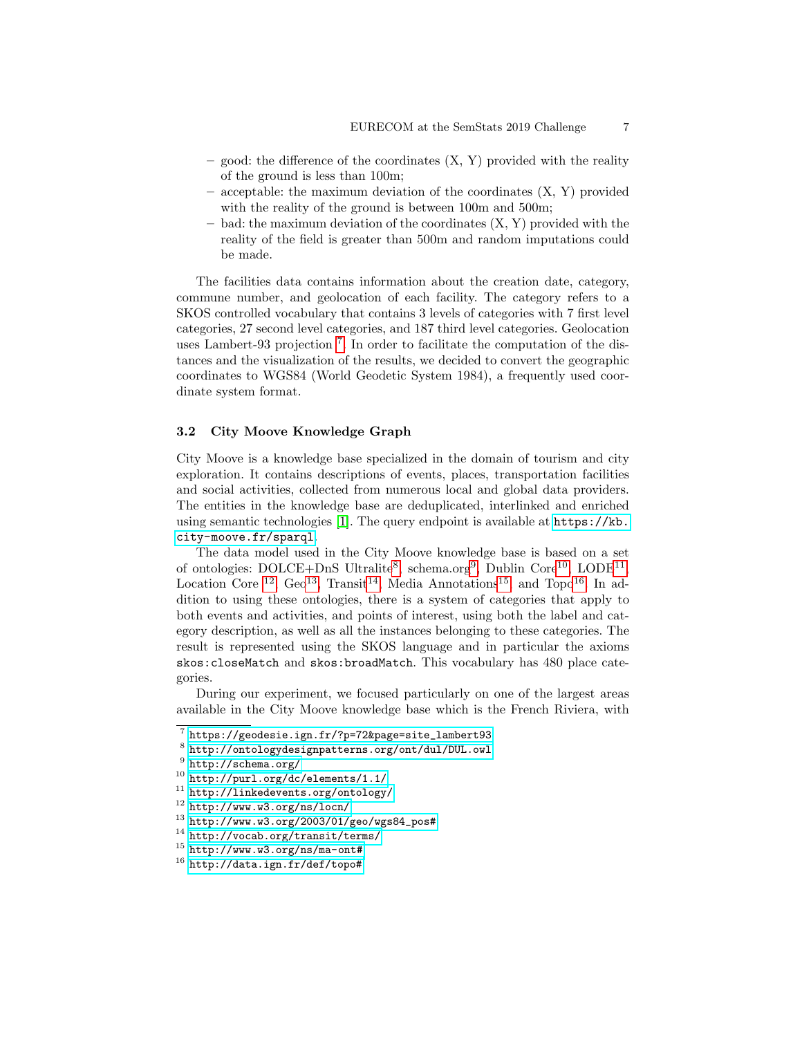- good: the difference of the coordinates (X, Y) provided with the reality of the ground is less than 100m;
- acceptable: the maximum deviation of the coordinates (X, Y) provided with the reality of the ground is between 100m and 500m;
- bad: the maximum deviation of the coordinates (X, Y) provided with the reality of the field is greater than 500m and random imputations could be made.

The facilities data contains information about the creation date, category, commune number, and geolocation of each facility. The category refers to a SKOS controlled vocabulary that contains 3 levels of categories with 7 first level categories, 27 second level categories, and 187 third level categories. Geolocation uses Lambert-93 projection [7]. In order to facilitate the computation of the distances and the visualization of the results, we decided to convert the geographic coordinates to WGS84 (World Geodetic System 1984), a frequently used coordinate system format.

### 3.2 City Moove Knowledge Graph

City Moove is a knowledge base specialized in the domain of tourism and city exploration. It contains descriptions of events, places, transportation facilities and social activities, collected from numerous local and global data providers. The entities in the knowledge base are deduplicated, interlinked and enriched using semantic technologies [1]. The query endpoint is available at `https://kb.city-moove.fr/sparql`.

The data model used in the City Moove knowledge base is based on a set of ontologies: DOLCE+DnS Ultralite[8], schema.org[9], Dublin Core[10], LODE[11], Location Core [12], Geo[13], Transit[14], Media Annotations[15], and Topo[16]. In addition to using these ontologies, there is a system of categories that apply to both events and activities, and points of interest, using both the label and category description, as well as all the instances belonging to these categories. The result is represented using the SKOS language and in particular the axioms `skos:closeMatch` and `skos:broadMatch`. This vocabulary has 480 place categories.

During our experiment, we focused particularly on one of the largest areas available in the City Moove knowledge base which is the French Riviera, with

---

[7] `https://geodesie.ign.fr/?p=72&page=site_lambert93`

[8] `http://ontologydesignpatterns.org/ont/dul/DUL.owl`

[9] `http://schema.org/`

[10] `http://purl.org/dc/elements/1.1/`

[11] `http://linkedevents.org/ontology/`

[12] `http://www.w3.org/ns/locn/`

[13] `http://www.w3.org/2003/01/geo/wgs84_pos#`

[14] `http://vocab.org/transit/terms/`

[15] `http://www.w3.org/ns/ma-ont#`

[16] `http://data.ign.fr/def/topo#`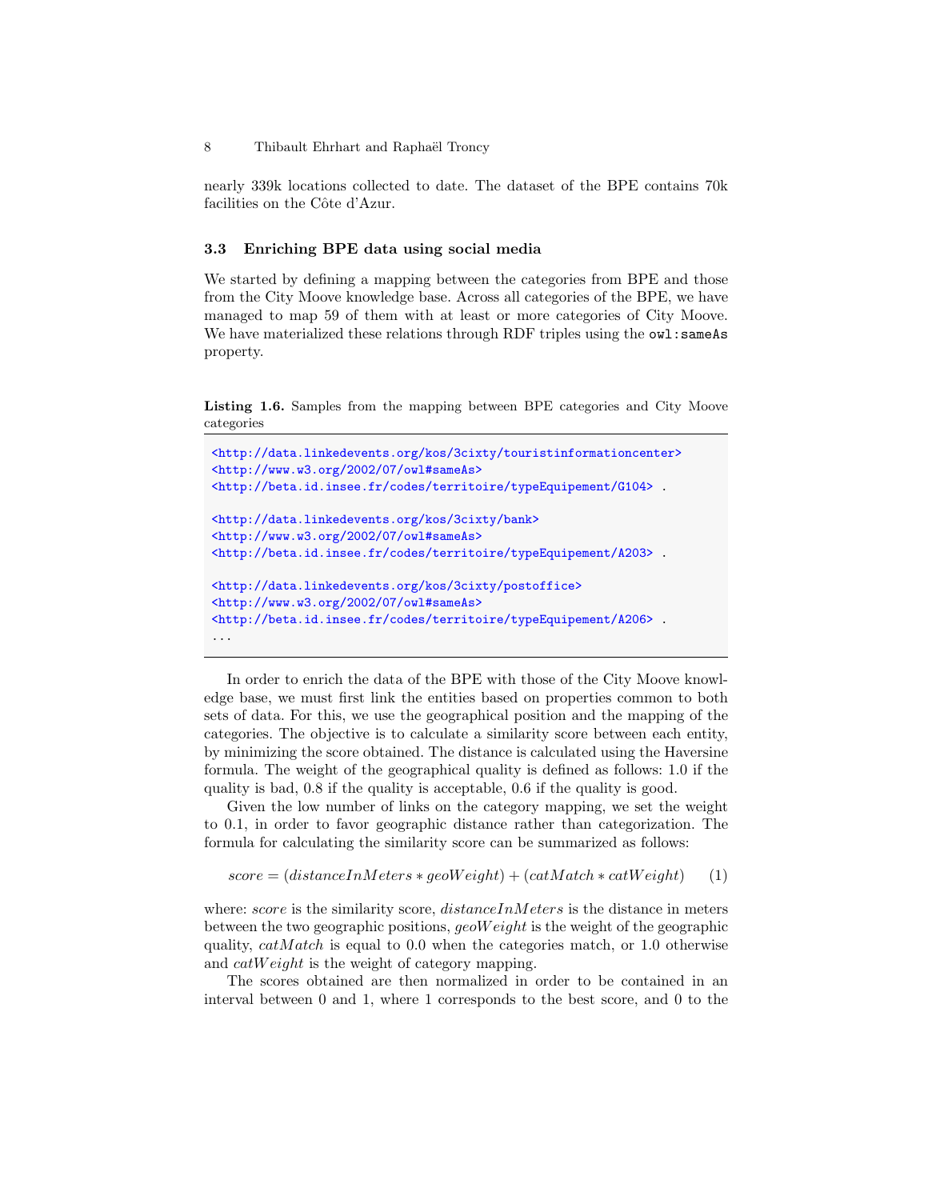nearly 339k locations collected to date. The dataset of the BPE contains 70k facilities on the Côte d'Azur.

### 3.3 Enriching BPE data using social media

We started by defining a mapping between the categories from BPE and those from the City Moove knowledge base. Across all categories of the BPE, we have managed to map 59 of them with at least or more categories of City Moove. We have materialized these relations through RDF triples using the `owl:sameAs` property.

**Listing 1.6.** Samples from the mapping between BPE categories and City Moove categories

```
<http://data.linkedevents.org/kos/3cixty/touristinformationcenter>
<http://www.w3.org/2002/07/owl#sameAs>
<http://beta.id.insee.fr/codes/territoire/typeEquipement/G104> .

<http://data.linkedevents.org/kos/3cixty/bank>
<http://www.w3.org/2002/07/owl#sameAs>
<http://beta.id.insee.fr/codes/territoire/typeEquipement/A203> .

<http://data.linkedevents.org/kos/3cixty/postoffice>
<http://www.w3.org/2002/07/owl#sameAs>
<http://beta.id.insee.fr/codes/territoire/typeEquipement/A206> .
...
```

In order to enrich the data of the BPE with those of the City Moove knowledge base, we must first link the entities based on properties common to both sets of data. For this, we use the geographical position and the mapping of the categories. The objective is to calculate a similarity score between each entity, by minimizing the score obtained. The distance is calculated using the Haversine formula. The weight of the geographical quality is defined as follows: 1.0 if the quality is bad, 0.8 if the quality is acceptable, 0.6 if the quality is good.

Given the low number of links on the category mapping, we set the weight to 0.1, in order to favor geographic distance rather than categorization. The formula for calculating the similarity score can be summarized as follows:

$$score = (distanceInMeters * geoWeight) + (catMatch * catWeight) \quad (1)$$

where: $score$ is the similarity score, $distanceInMeters$ is the distance in meters between the two geographic positions, $geoWeight$ is the weight of the geographic quality, $catMatch$ is equal to 0.0 when the categories match, or 1.0 otherwise and $catWeight$ is the weight of category mapping.

The scores obtained are then normalized in order to be contained in an interval between 0 and 1, where 1 corresponds to the best score, and 0 to the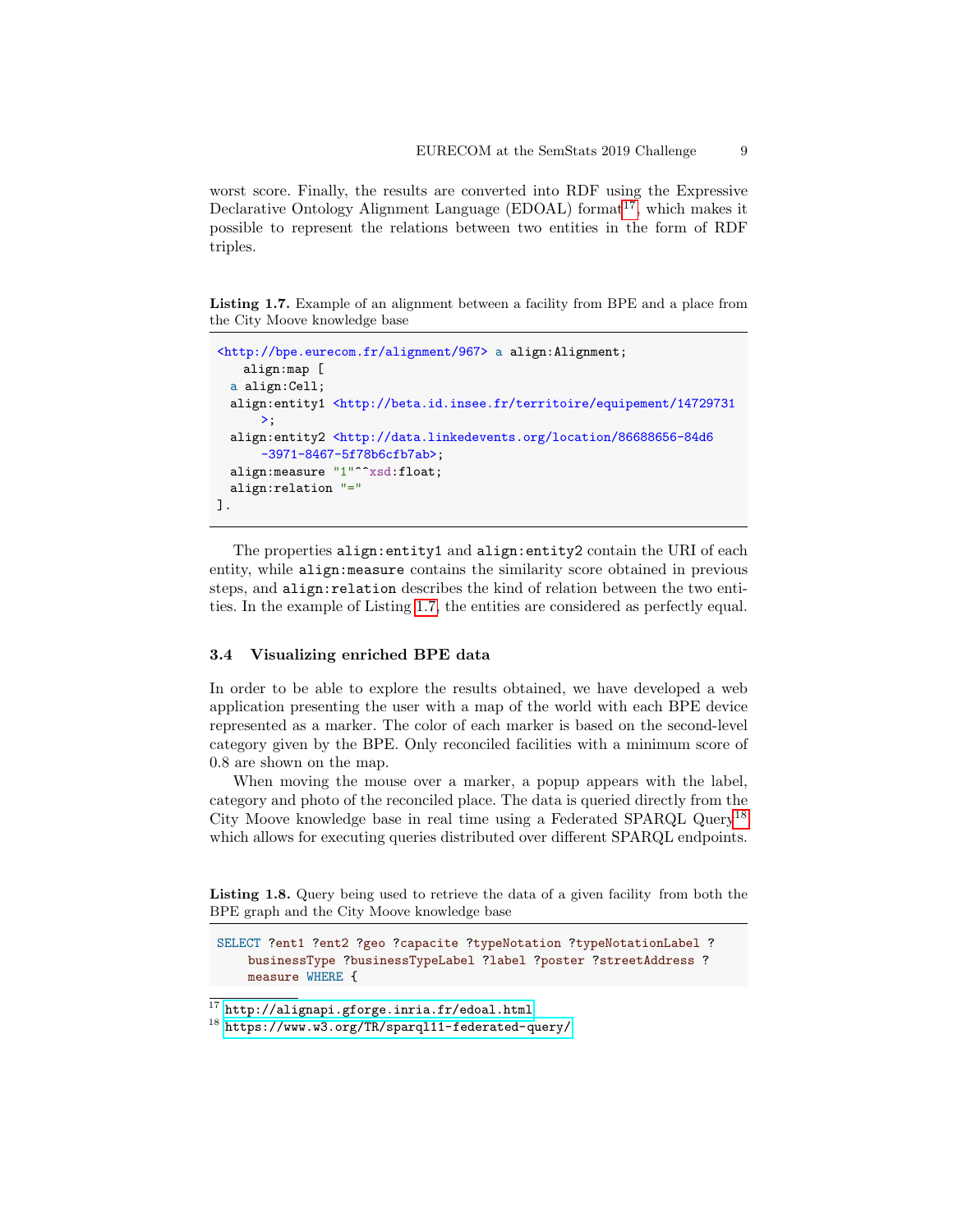worst score. Finally, the results are converted into RDF using the Expressive Declarative Ontology Alignment Language (EDOAL) format[17], which makes it possible to represent the relations between two entities in the form of RDF triples.

**Listing 1.7.** Example of an alignment between a facility from BPE and a place from the City Moove knowledge base

```
<http://bpe.eurecom.fr/alignment/967> a align:Alignment;
    align:map [
  a align:Cell;
  align:entity1 <http://beta.id.insee.fr/territoire/equipement/14729731
      >;
  align:entity2 <http://data.linkedevents.org/location/86688656-84d6
      -3971-8467-5f78b6cfb7ab>;
  align:measure "1"^^xsd:float;
  align:relation "="
].
```

The properties `align:entity1` and `align:entity2` contain the URI of each entity, while `align:measure` contains the similarity score obtained in previous steps, and `align:relation` describes the kind of relation between the two entities. In the example of Listing 1.7, the entities are considered as perfectly equal.

### 3.4 Visualizing enriched BPE data

In order to be able to explore the results obtained, we have developed a web application presenting the user with a map of the world with each BPE device represented as a marker. The color of each marker is based on the second-level category given by the BPE. Only reconciled facilities with a minimum score of 0.8 are shown on the map.

When moving the mouse over a marker, a popup appears with the label, category and photo of the reconciled place. The data is queried directly from the City Moove knowledge base in real time using a Federated SPARQL Query[18] which allows for executing queries distributed over different SPARQL endpoints.

**Listing 1.8.** Query being used to retrieve the data of a given facility from both the BPE graph and the City Moove knowledge base

```
SELECT ?ent1 ?ent2 ?geo ?capacite ?typeNotation ?typeNotationLabel ?
    businessType ?businessTypeLabel ?label ?poster ?streetAddress ?
    measure WHERE {
```

[17] http://alignapi.gforge.inria.fr/edoal.html

[18] https://www.w3.org/TR/sparql11-federated-query/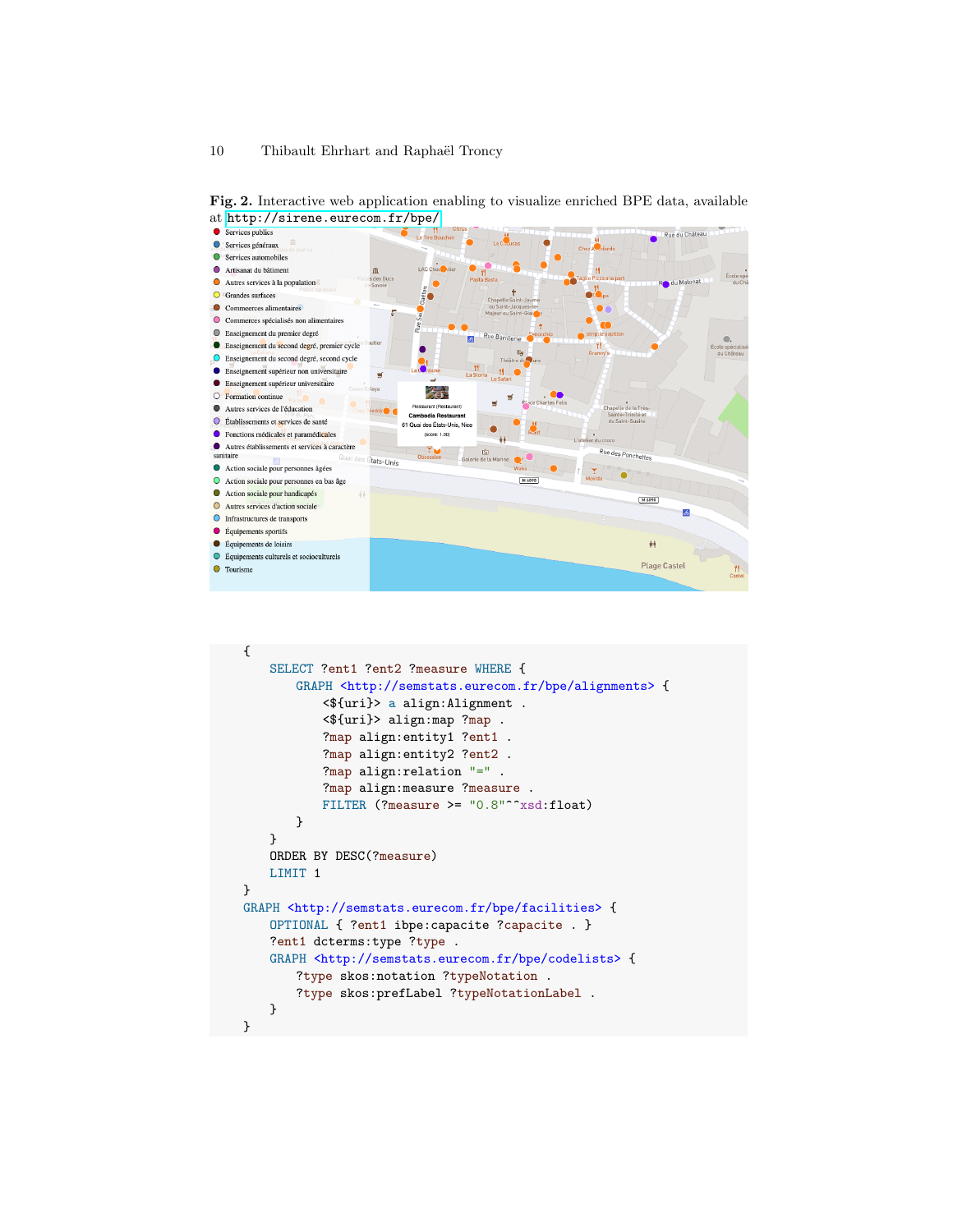**Fig. 2.** Interactive web application enabling to visualize enriched BPE data, available at http://sirene.eurecom.fr/bpe/

```
{
    SELECT ?ent1 ?ent2 ?measure WHERE {
        GRAPH <http://semstats.eurecom.fr/bpe/alignments> {
            <${uri}> a align:Alignment .
            <${uri}> align:map ?map .
            ?map align:entity1 ?ent1 .
            ?map align:entity2 ?ent2 .
            ?map align:relation "=" .
            ?map align:measure ?measure .
            FILTER (?measure >= "0.8"^^xsd:float)
        }
    }
    ORDER BY DESC(?measure)
    LIMIT 1
}
GRAPH <http://semstats.eurecom.fr/bpe/facilities> {
    OPTIONAL { ?ent1 ibpe:capacite ?capacite . }
    ?ent1 dcterms:type ?type .
    GRAPH <http://semstats.eurecom.fr/bpe/codelists> {
        ?type skos:notation ?typeNotation .
        ?type skos:prefLabel ?typeNotationLabel .
    }
}
```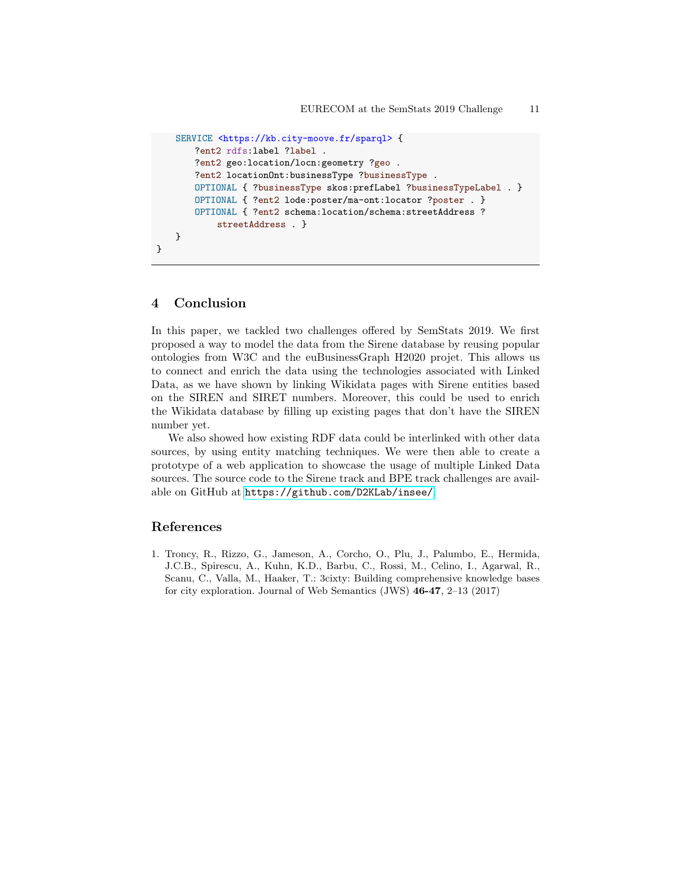```
    SERVICE <https://kb.city-moove.fr/sparql> {
        ?ent2 rdfs:label ?label .
        ?ent2 geo:location/locn:geometry ?geo .
        ?ent2 locationOnt:businessType ?businessType .
        OPTIONAL { ?businessType skos:prefLabel ?businessTypeLabel . }
        OPTIONAL { ?ent2 lode:poster/ma-ont:locator ?poster . }
        OPTIONAL { ?ent2 schema:location/schema:streetAddress ?
            streetAddress . }
    }
}
```

## 4 Conclusion

In this paper, we tackled two challenges offered by SemStats 2019. We first proposed a way to model the data from the Sirene database by reusing popular ontologies from W3C and the euBusinessGraph H2020 projet. This allows us to connect and enrich the data using the technologies associated with Linked Data, as we have shown by linking Wikidata pages with Sirene entities based on the SIREN and SIRET numbers. Moreover, this could be used to enrich the Wikidata database by filling up existing pages that don't have the SIREN number yet.

We also showed how existing RDF data could be interlinked with other data sources, by using entity matching techniques. We were then able to create a prototype of a web application to showcase the usage of multiple Linked Data sources. The source code to the Sirene track and BPE track challenges are available on GitHub at https://github.com/D2KLab/insee/.

## References

1. Troncy, R., Rizzo, G., Jameson, A., Corcho, O., Plu, J., Palumbo, E., Hermida, J.C.B., Spirescu, A., Kuhn, K.D., Barbu, C., Rossi, M., Celino, I., Agarwal, R., Scanu, C., Valla, M., Haaker, T.: 3cixty: Building comprehensive knowledge bases for city exploration. Journal of Web Semantics (JWS) **46-47**, 2–13 (2017)